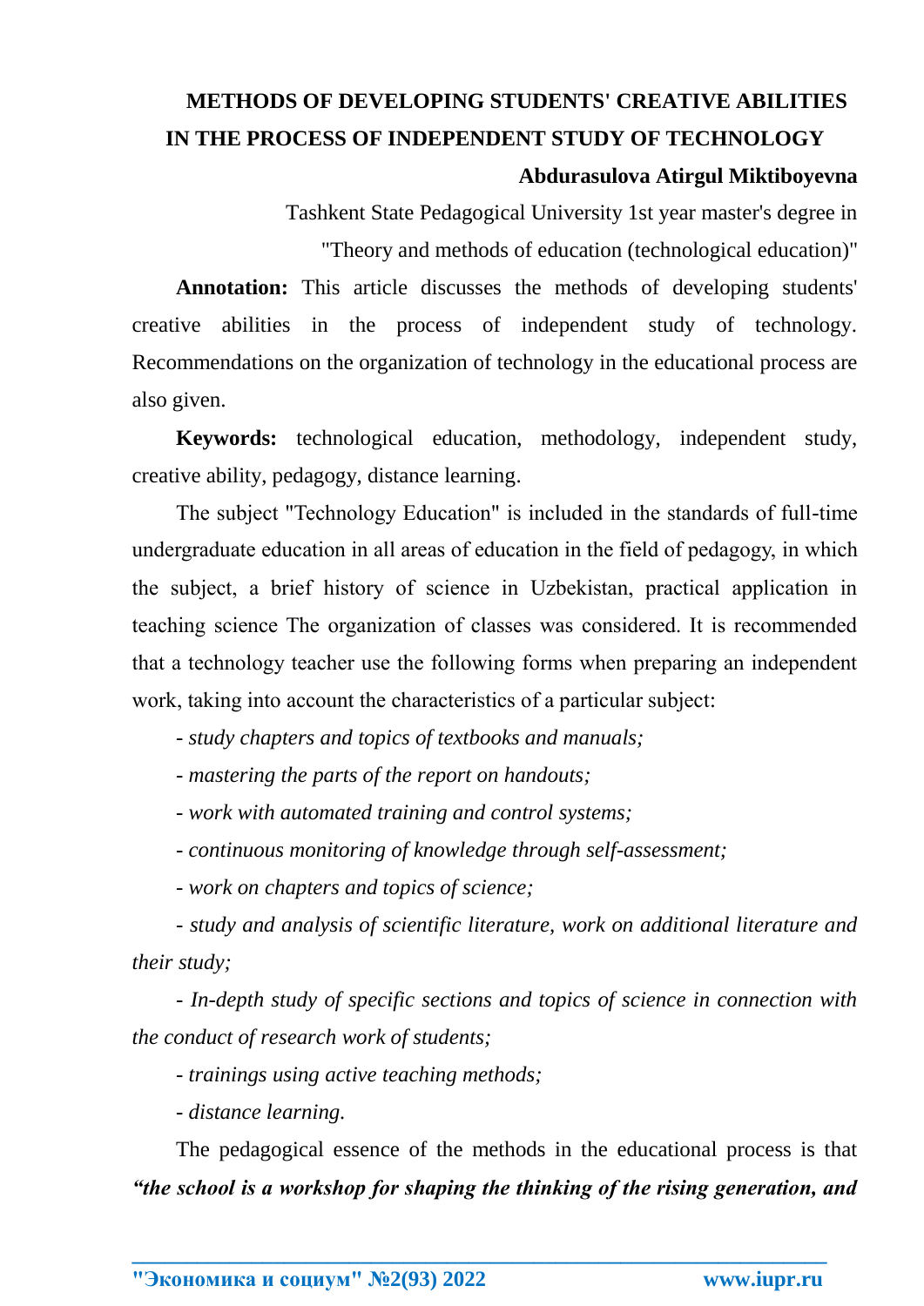# METHODS OF DEVELOPING STUDENTS' CREATIVE ABILITIES IN THE PROCESS OF INDEPENDENT STUDY OF TECHNOLOGY

**Abdurasulova Atirgul Miktiboyevna**

Tashkent State Pedagogical University 1st year master's degree in "Theory and methods of education (technological education)"

**Annotation:** This article discusses the methods of developing students' creative abilities in the process of independent study of technology. Recommendations on the organization of technology in the educational process are also given.

**Keywords:** technological education, methodology, independent study, creative ability, pedagogy, distance learning.

The subject "Technology Education" is included in the standards of full-time undergraduate education in all areas of education in the field of pedagogy, in which the subject, a brief history of science in Uzbekistan, practical application in teaching science The organization of classes was considered. It is recommended that a technology teacher use the following forms when preparing an independent work, taking into account the characteristics of a particular subject:

- *study chapters and topics of textbooks and manuals;*
- *mastering the parts of the report on handouts;*
- *work with automated training and control systems;*
- *continuous monitoring of knowledge through self-assessment;*
- *work on chapters and topics of science;*
- *study and analysis of scientific literature, work on additional literature and their study;*
- *In-depth study of specific sections and topics of science in connection with the conduct of research work of students;*
- *trainings using active teaching methods;*
- *distance learning.*

The pedagogical essence of the methods in the educational process is that ***"the school is a workshop for shaping the thinking of the rising generation, and***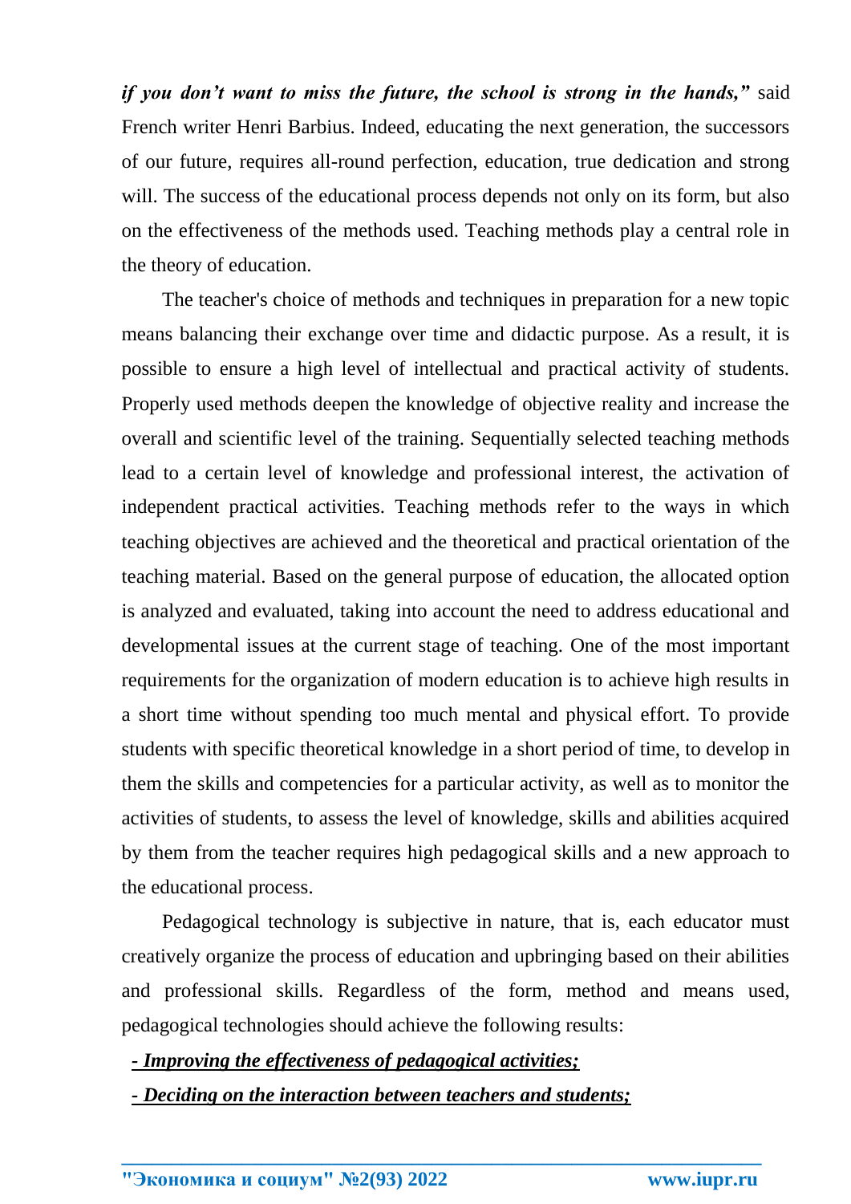***if you don't want to miss the future, the school is strong in the hands,"*** said French writer Henri Barbius. Indeed, educating the next generation, the successors of our future, requires all-round perfection, education, true dedication and strong will. The success of the educational process depends not only on its form, but also on the effectiveness of the methods used. Teaching methods play a central role in the theory of education.

The teacher's choice of methods and techniques in preparation for a new topic means balancing their exchange over time and didactic purpose. As a result, it is possible to ensure a high level of intellectual and practical activity of students. Properly used methods deepen the knowledge of objective reality and increase the overall and scientific level of the training. Sequentially selected teaching methods lead to a certain level of knowledge and professional interest, the activation of independent practical activities. Teaching methods refer to the ways in which teaching objectives are achieved and the theoretical and practical orientation of the teaching material. Based on the general purpose of education, the allocated option is analyzed and evaluated, taking into account the need to address educational and developmental issues at the current stage of teaching. One of the most important requirements for the organization of modern education is to achieve high results in a short time without spending too much mental and physical effort. To provide students with specific theoretical knowledge in a short period of time, to develop in them the skills and competencies for a particular activity, as well as to monitor the activities of students, to assess the level of knowledge, skills and abilities acquired by them from the teacher requires high pedagogical skills and a new approach to the educational process.

Pedagogical technology is subjective in nature, that is, each educator must creatively organize the process of education and upbringing based on their abilities and professional skills. Regardless of the form, method and means used, pedagogical technologies should achieve the following results:

- ***Improving the effectiveness of pedagogical activities;***
- ***Deciding on the interaction between teachers and students;***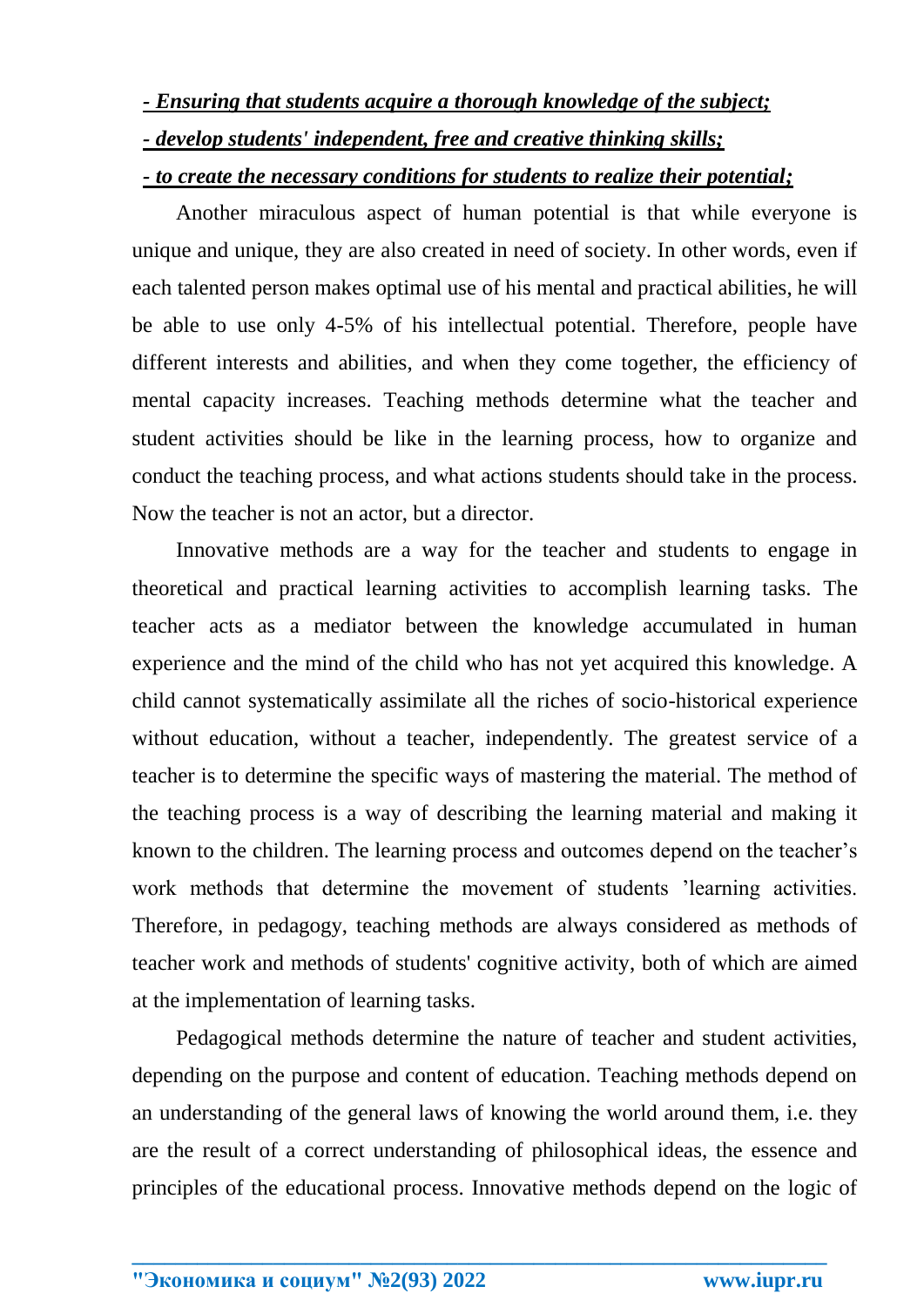***- Ensuring that students acquire a thorough knowledge of the subject;***

***- develop students' independent, free and creative thinking skills;***

***- to create the necessary conditions for students to realize their potential;***

Another miraculous aspect of human potential is that while everyone is unique and unique, they are also created in need of society. In other words, even if each talented person makes optimal use of his mental and practical abilities, he will be able to use only 4-5% of his intellectual potential. Therefore, people have different interests and abilities, and when they come together, the efficiency of mental capacity increases. Teaching methods determine what the teacher and student activities should be like in the learning process, how to organize and conduct the teaching process, and what actions students should take in the process. Now the teacher is not an actor, but a director.

Innovative methods are a way for the teacher and students to engage in theoretical and practical learning activities to accomplish learning tasks. The teacher acts as a mediator between the knowledge accumulated in human experience and the mind of the child who has not yet acquired this knowledge. A child cannot systematically assimilate all the riches of socio-historical experience without education, without a teacher, independently. The greatest service of a teacher is to determine the specific ways of mastering the material. The method of the teaching process is a way of describing the learning material and making it known to the children. The learning process and outcomes depend on the teacher's work methods that determine the movement of students 'learning activities. Therefore, in pedagogy, teaching methods are always considered as methods of teacher work and methods of students' cognitive activity, both of which are aimed at the implementation of learning tasks.

Pedagogical methods determine the nature of teacher and student activities, depending on the purpose and content of education. Teaching methods depend on an understanding of the general laws of knowing the world around them, i.e. they are the result of a correct understanding of philosophical ideas, the essence and principles of the educational process. Innovative methods depend on the logic of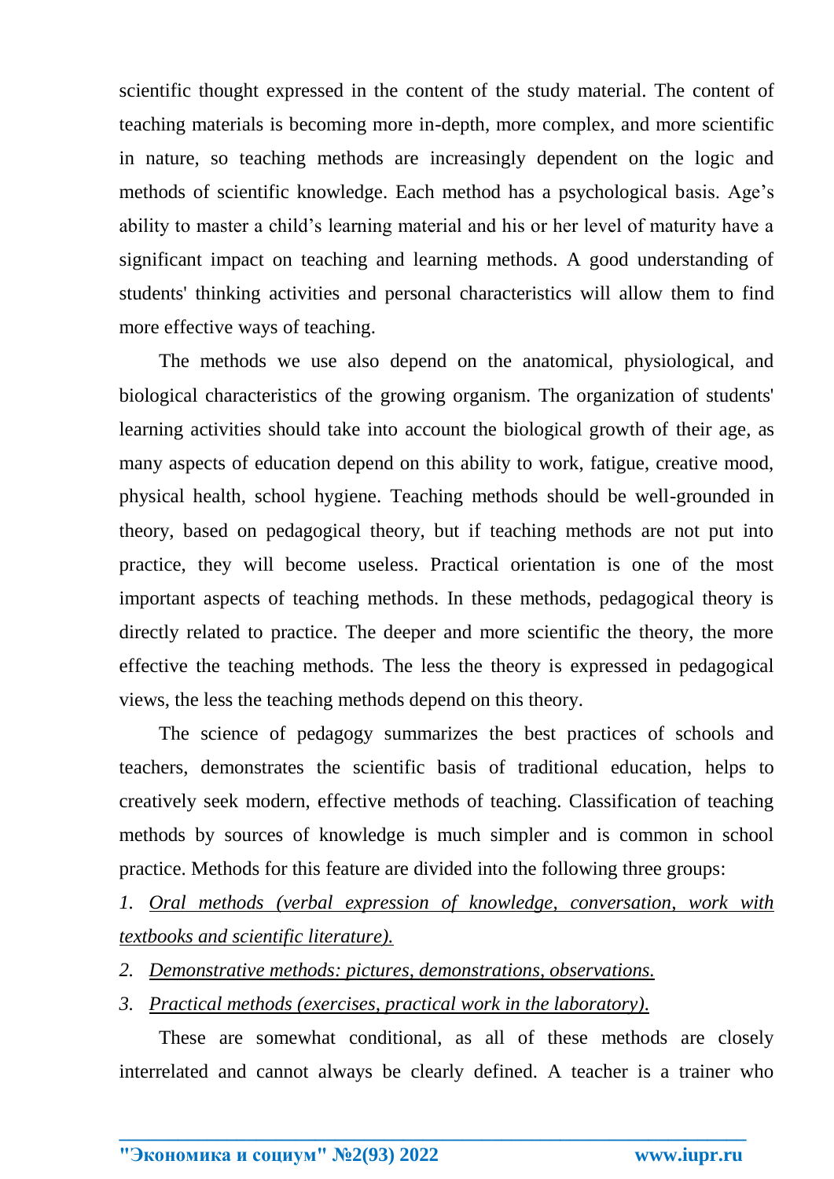scientific thought expressed in the content of the study material. The content of teaching materials is becoming more in-depth, more complex, and more scientific in nature, so teaching methods are increasingly dependent on the logic and methods of scientific knowledge. Each method has a psychological basis. Age's ability to master a child's learning material and his or her level of maturity have a significant impact on teaching and learning methods. A good understanding of students' thinking activities and personal characteristics will allow them to find more effective ways of teaching.

The methods we use also depend on the anatomical, physiological, and biological characteristics of the growing organism. The organization of students' learning activities should take into account the biological growth of their age, as many aspects of education depend on this ability to work, fatigue, creative mood, physical health, school hygiene. Teaching methods should be well-grounded in theory, based on pedagogical theory, but if teaching methods are not put into practice, they will become useless. Practical orientation is one of the most important aspects of teaching methods. In these methods, pedagogical theory is directly related to practice. The deeper and more scientific the theory, the more effective the teaching methods. The less the theory is expressed in pedagogical views, the less the teaching methods depend on this theory.

The science of pedagogy summarizes the best practices of schools and teachers, demonstrates the scientific basis of traditional education, helps to creatively seek modern, effective methods of teaching. Classification of teaching methods by sources of knowledge is much simpler and is common in school practice. Methods for this feature are divided into the following three groups:

1. *Oral methods (verbal expression of knowledge, conversation, work with textbooks and scientific literature).*
2. *Demonstrative methods: pictures, demonstrations, observations.*
3. *Practical methods (exercises, practical work in the laboratory).*

These are somewhat conditional, as all of these methods are closely interrelated and cannot always be clearly defined. A teacher is a trainer who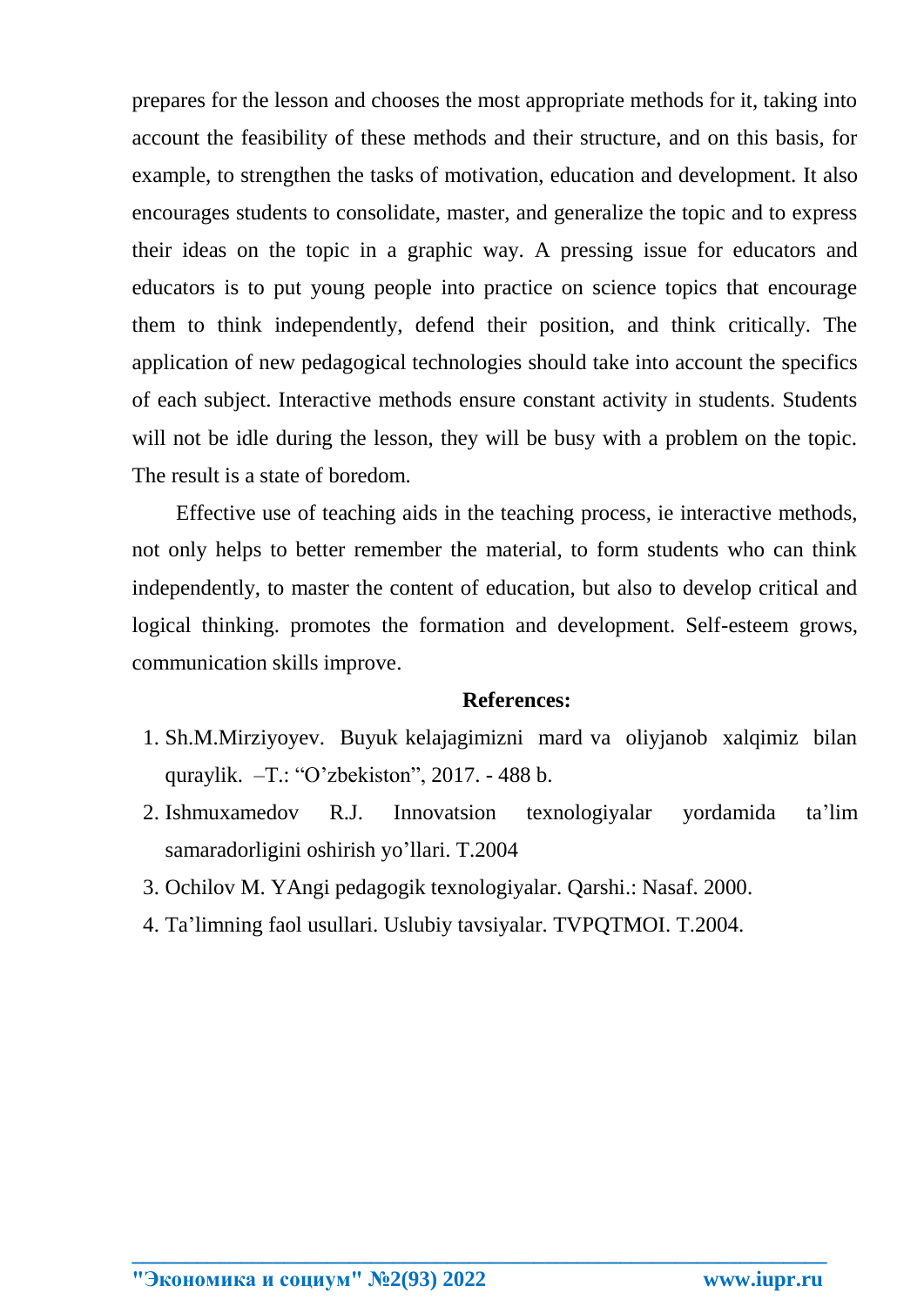prepares for the lesson and chooses the most appropriate methods for it, taking into account the feasibility of these methods and their structure, and on this basis, for example, to strengthen the tasks of motivation, education and development. It also encourages students to consolidate, master, and generalize the topic and to express their ideas on the topic in a graphic way. A pressing issue for educators and educators is to put young people into practice on science topics that encourage them to think independently, defend their position, and think critically. The application of new pedagogical technologies should take into account the specifics of each subject. Interactive methods ensure constant activity in students. Students will not be idle during the lesson, they will be busy with a problem on the topic. The result is a state of boredom.

Effective use of teaching aids in the teaching process, ie interactive methods, not only helps to better remember the material, to form students who can think independently, to master the content of education, but also to develop critical and logical thinking. promotes the formation and development. Self-esteem grows, communication skills improve.

**References:**

1. Sh.M.Mirziyoyev. Buyuk kelajagimizni mard va oliyjanob xalqimiz bilan quraylik. –T.: "O'zbekiston", 2017. - 488 b.
2. Ishmuxamedov R.J. Innovatsion texnologiyalar yordamida ta'lim samaradorligini oshirish yo'llari. T.2004
3. Ochilov M. YAngi pedagogik texnologiyalar. Qarshi.: Nasaf. 2000.
4. Ta'limning faol usullari. Uslubiy tavsiyalar. TVPQTMOI. T.2004.